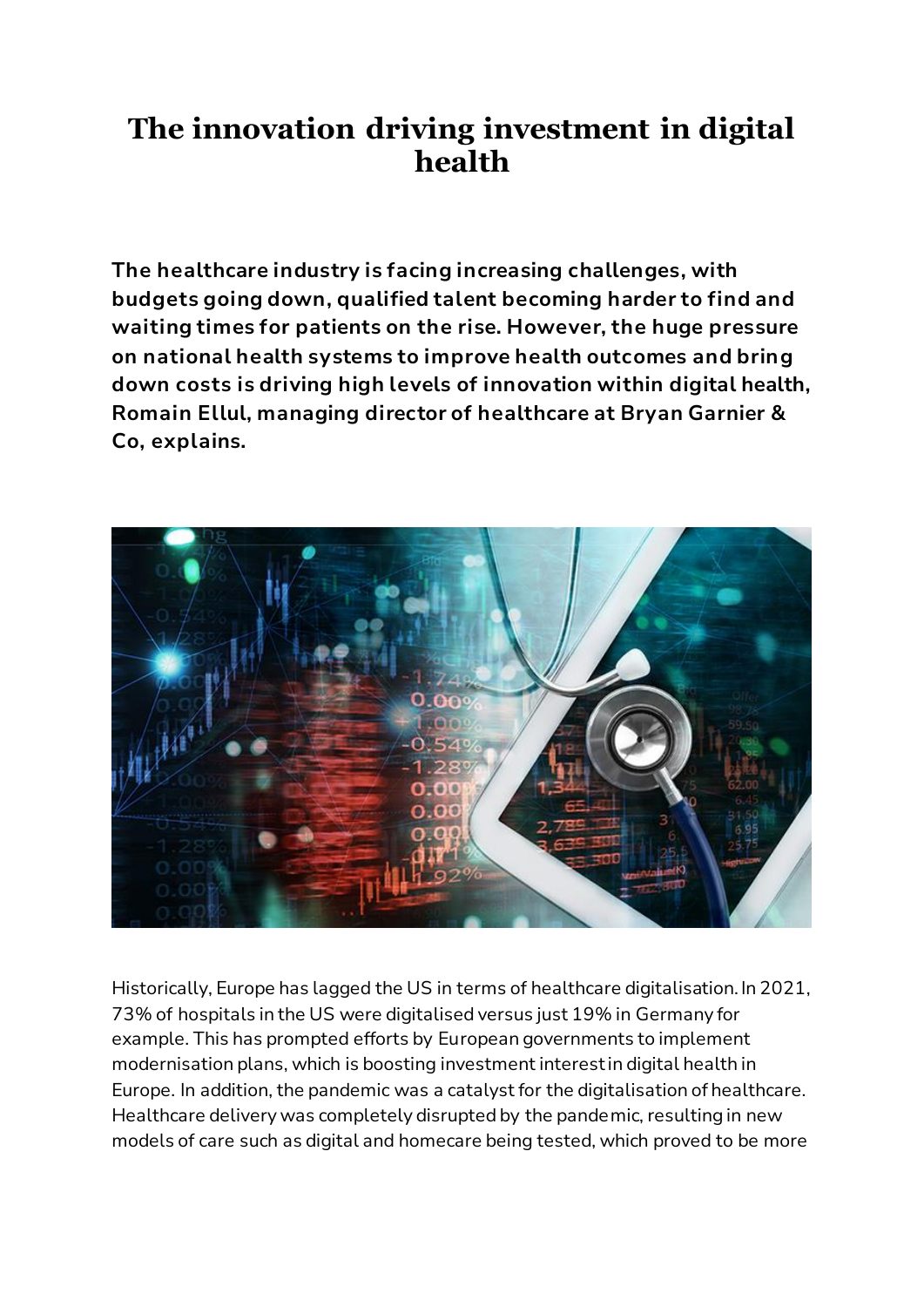# The innovation driving investment in digital health

**The healthcare industry is facing increasing challenges, with budgets going down, qualified talent becoming harder to find and waiting times for patients on the rise. However, the huge pressure on national health systems to improve health outcomes and bring down costs is driving high levels of innovation within digital health, Romain Ellul, managing director of healthcare at Bryan Garnier & Co, explains.**

Historically, Europe has lagged the US in terms of healthcare digitalisation. In 2021, 73% of hospitals in the US were digitalised versus just 19% in Germany for example. This has prompted efforts by European governments to implement modernisation plans, which is boosting investment interest in digital health in Europe. In addition, the pandemic was a catalyst for the digitalisation of healthcare. Healthcare delivery was completely disrupted by the pandemic, resulting in new models of care such as digital and homecare being tested, which proved to be more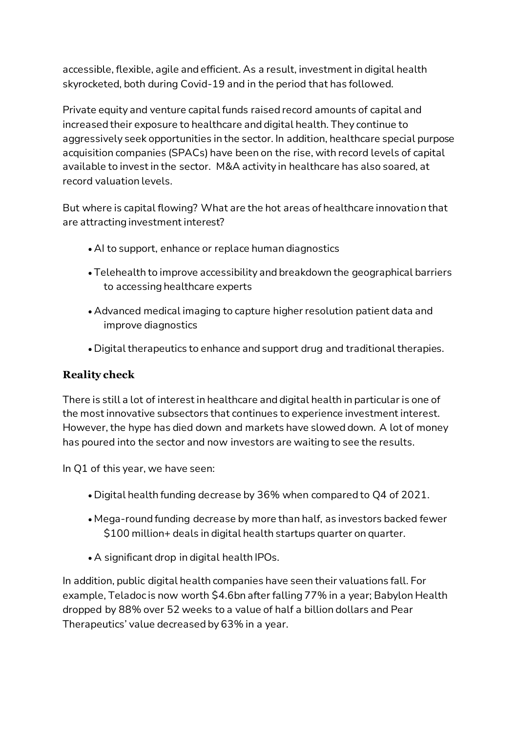accessible, flexible, agile and efficient. As a result, investment in digital health skyrocketed, both during Covid-19 and in the period that has followed.

Private equity and venture capital funds raised record amounts of capital and increased their exposure to healthcare and digital health. They continue to aggressively seek opportunities in the sector. In addition, healthcare special purpose acquisition companies (SPACs) have been on the rise, with record levels of capital available to invest in the sector. M&A activity in healthcare has also soared, at record valuation levels.

But where is capital flowing? What are the hot areas of healthcare innovation that are attracting investment interest?

- AI to support, enhance or replace human diagnostics
- Telehealth to improve accessibility and breakdown the geographical barriers to accessing healthcare experts
- Advanced medical imaging to capture higher resolution patient data and improve diagnostics
- Digital therapeutics to enhance and support drug and traditional therapies.

## Reality check

There is still a lot of interest in healthcare and digital health in particular is one of the most innovative subsectors that continues to experience investment interest. However, the hype has died down and markets have slowed down. A lot of money has poured into the sector and now investors are waiting to see the results.

In Q1 of this year, we have seen:

- Digital health funding decrease by 36% when compared to Q4 of 2021.
- Mega-round funding decrease by more than half, as investors backed fewer $100 million+ deals in digital health startups quarter on quarter.
- A significant drop in digital health IPOs.

In addition, public digital health companies have seen their valuations fall. For example, Teladoc is now worth $4.6bn after falling 77% in a year; Babylon Health dropped by 88% over 52 weeks to a value of half a billion dollars and Pear Therapeutics' value decreased by 63% in a year.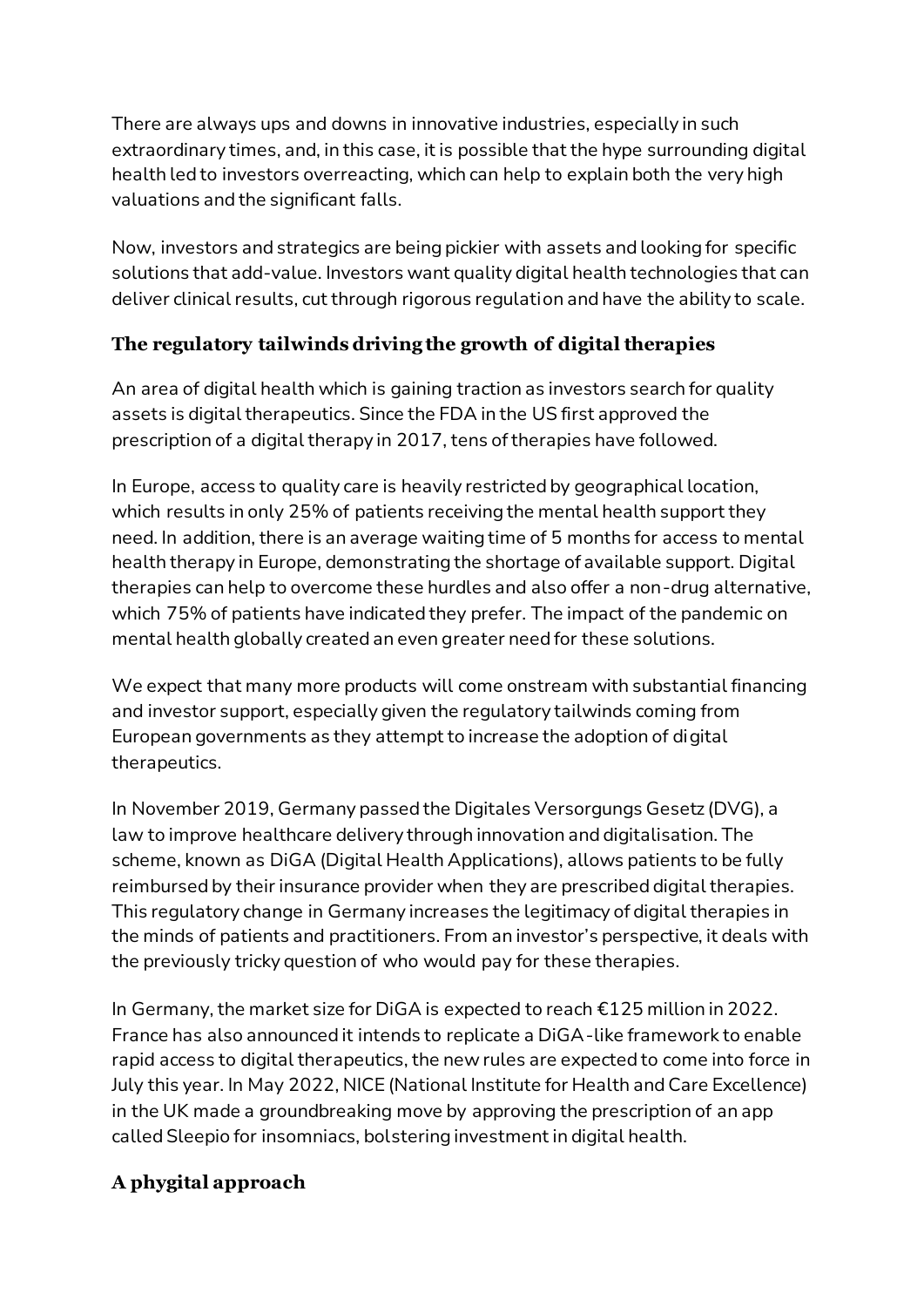There are always ups and downs in innovative industries, especially in such extraordinary times, and, in this case, it is possible that the hype surrounding digital health led to investors overreacting, which can help to explain both the very high valuations and the significant falls.

Now, investors and strategics are being pickier with assets and looking for specific solutions that add-value. Investors want quality digital health technologies that can deliver clinical results, cut through rigorous regulation and have the ability to scale.

### The regulatory tailwinds driving the growth of digital therapies

An area of digital health which is gaining traction as investors search for quality assets is digital therapeutics. Since the FDA in the US first approved the prescription of a digital therapy in 2017, tens of therapies have followed.

In Europe, access to quality care is heavily restricted by geographical location, which results in only 25% of patients receiving the mental health support they need. In addition, there is an average waiting time of 5 months for access to mental health therapy in Europe, demonstrating the shortage of available support. Digital therapies can help to overcome these hurdles and also offer a non-drug alternative, which 75% of patients have indicated they prefer. The impact of the pandemic on mental health globally created an even greater need for these solutions.

We expect that many more products will come onstream with substantial financing and investor support, especially given the regulatory tailwinds coming from European governments as they attempt to increase the adoption of digital therapeutics.

In November 2019, Germany passed the Digitales Versorgungs Gesetz (DVG), a law to improve healthcare delivery through innovation and digitalisation. The scheme, known as DiGA (Digital Health Applications), allows patients to be fully reimbursed by their insurance provider when they are prescribed digital therapies. This regulatory change in Germany increases the legitimacy of digital therapies in the minds of patients and practitioners. From an investor's perspective, it deals with the previously tricky question of who would pay for these therapies.

In Germany, the market size for DiGA is expected to reach €125 million in 2022. France has also announced it intends to replicate a DiGA-like framework to enable rapid access to digital therapeutics, the new rules are expected to come into force in July this year. In May 2022, NICE (National Institute for Health and Care Excellence) in the UK made a groundbreaking move by approving the prescription of an app called Sleepio for insomniacs, bolstering investment in digital health.

### A phygital approach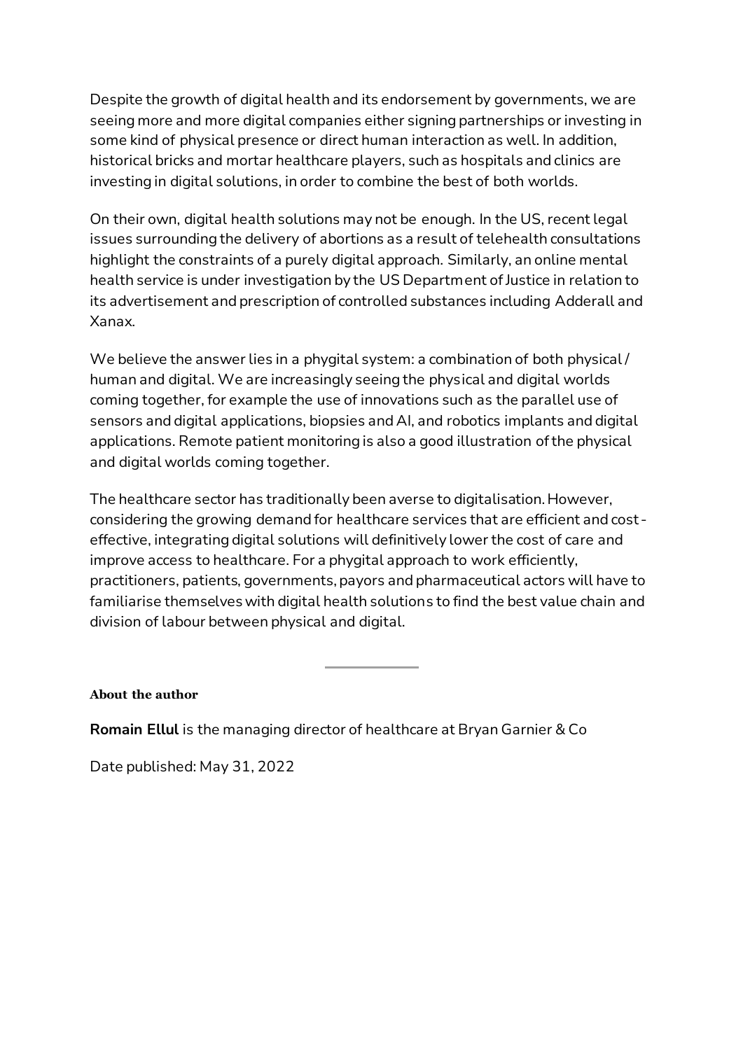Despite the growth of digital health and its endorsement by governments, we are seeing more and more digital companies either signing partnerships or investing in some kind of physical presence or direct human interaction as well. In addition, historical bricks and mortar healthcare players, such as hospitals and clinics are investing in digital solutions, in order to combine the best of both worlds.

On their own, digital health solutions may not be enough. In the US, recent legal issues surrounding the delivery of abortions as a result of telehealth consultations highlight the constraints of a purely digital approach. Similarly, an online mental health service is under investigation by the US Department of Justice in relation to its advertisement and prescription of controlled substances including Adderall and Xanax.

We believe the answer lies in a phygital system: a combination of both physical / human and digital. We are increasingly seeing the physical and digital worlds coming together, for example the use of innovations such as the parallel use of sensors and digital applications, biopsies and AI, and robotics implants and digital applications. Remote patient monitoring is also a good illustration of the physical and digital worlds coming together.

The healthcare sector has traditionally been averse to digitalisation. However, considering the growing demand for healthcare services that are efficient and cost-effective, integrating digital solutions will definitively lower the cost of care and improve access to healthcare. For a phygital approach to work efficiently, practitioners, patients, governments, payors and pharmaceutical actors will have to familiarise themselves with digital health solutions to find the best value chain and division of labour between physical and digital.

---

**About the author**

**Romain Ellul** is the managing director of healthcare at Bryan Garnier & Co

Date published: May 31, 2022